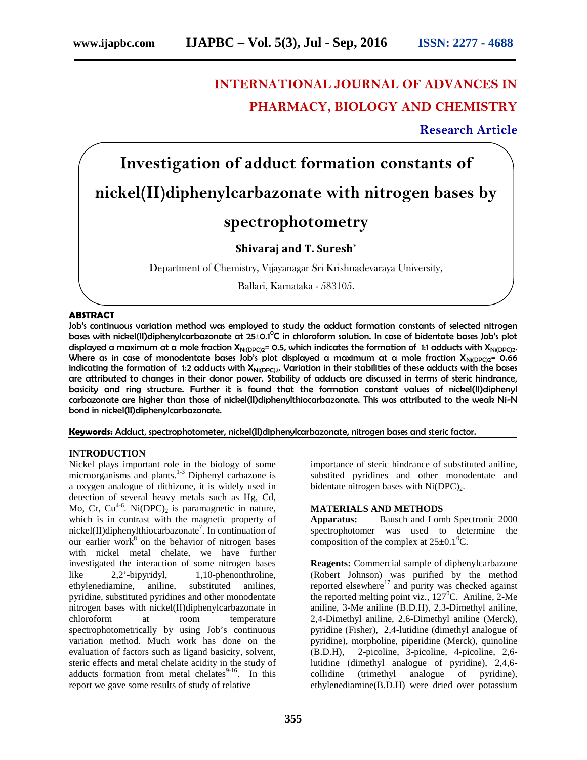**INTERNATIONAL JOURNAL OF ADVANCES IN PHARMACY, BIOLOGY AND CHEMISTRY**

**Research Article**

# Investigation of adduct formation constants of nickel(II)diphenylcarbazonate with nitrogen bases by spectrophotometry

**Shivaraj and T. Suresh***

Department of Chemistry, Vijayanagar Sri Krishnadevaraya University,
Ballari, Karnataka - 583105.

## ABSTRACT

Job's continuous variation method was employed to study the adduct formation constants of selected nitrogen bases with nickel(II)diphenylcarbazonate at 25±0.1$^0$C in chloroform solution. In case of bidentate bases Job's plot displayed a maximum at a mole fraction $X_{Ni(DPC)2}$= 0.5, which indicates the formation of 1:1 adducts with $X_{Ni(DPC)2}$. Where as in case of monodentate bases Job's plot displayed a maximum at a mole fraction $X_{Ni(DPC)2}$= 0.66 indicating the formation of 1:2 adducts with $X_{Ni(DPC)2}$. Variation in their stabilities of these adducts with the bases are attributed to changes in their donor power. Stability of adducts are discussed in terms of steric hindrance, basicity and ring structure. Further it is found that the formation constant values of nickel(II)diphenyl carbazonate are higher than those of nickel(II)diphenylthiocarbazonate. This was attributed to the weak Ni-N bond in nickel(II)diphenylcarbazonate.

**Keywords:** Adduct, spectrophotometer, nickel(II)diphenylcarbazonate, nitrogen bases and steric factor.

## INTRODUCTION

Nickel plays important role in the biology of some microorganisms and plants.[1-3] Diphenyl carbazone is a oxygen analogue of dithizone, it is widely used in detection of several heavy metals such as Hg, Cd, Mo, Cr, Cu[4-6]. $Ni(DPC)_2$ is paramagnetic in nature, which is in contrast with the magnetic property of nickel(II)diphenylthiocarbazonate[7]. In continuation of our earlier work[8] on the behavior of nitrogen bases with nickel metal chelate, we have further investigated the interaction of some nitrogen bases like 2,2'-bipyridyl, 1,10-phenonthroline, ethylenediamine, aniline, substituted anilines, pyridine, substituted pyridines and other monodentate nitrogen bases with nickel(II)diphenylcarbazonate in chloroform at room temperature spectrophotometrically by using Job's continuous variation method. Much work has done on the evaluation of factors such as ligand basicity, solvent, steric effects and metal chelate acidity in the study of adducts formation from metal chelates[9-16]. In this report we gave some results of study of relative importance of steric hindrance of substituted aniline, substited pyridines and other monodentate and bidentate nitrogen bases with $Ni(DPC)_2$.

## MATERIALS AND METHODS

**Apparatus:** Bausch and Lomb Spectronic 2000 spectrophotomer was used to determine the composition of the complex at 25±0.1$^0$C.

**Reagents:** Commercial sample of diphenylcarbazone (Robert Johnson) was purified by the method reported elsewhere[17] and purity was checked against the reported melting point viz., 127$^0$C. Aniline, 2-Me aniline, 3-Me aniline (B.D.H), 2,3-Dimethyl aniline, 2,4-Dimethyl aniline, 2,6-Dimethyl aniline (Merck), pyridine (Fisher), 2,4-lutidine (dimethyl analogue of pyridine), morpholine, piperidine (Merck), quinoline (B.D.H), 2-picoline, 3-picoline, 4-picoline, 2,6-lutidine (dimethyl analogue of pyridine), 2,4,6-collidine (trimethyl analogue of pyridine), ethylenediamine(B.D.H) were dried over potassium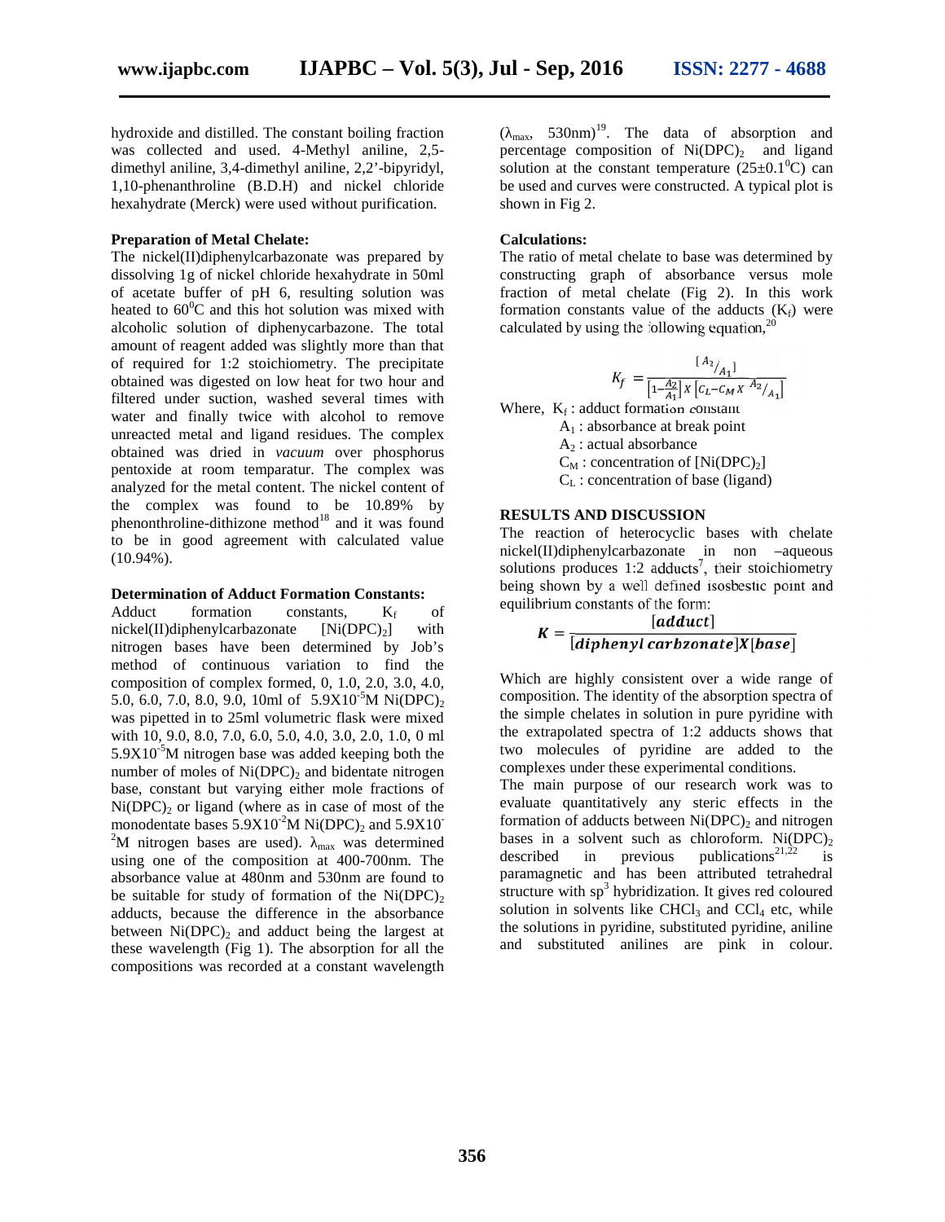hydroxide and distilled. The constant boiling fraction was collected and used. 4-Methyl aniline, 2,5-dimethyl aniline, 3,4-dimethyl aniline, 2,2'-bipyridyl, 1,10-phenanthroline (B.D.H) and nickel chloride hexahydrate (Merck) were used without purification.

**Preparation of Metal Chelate:**

The nickel(II)diphenylcarbazonate was prepared by dissolving 1g of nickel chloride hexahydrate in 50ml of acetate buffer of pH 6, resulting solution was heated to $60^0$C and this hot solution was mixed with alcoholic solution of diphenycarbazone. The total amount of reagent added was slightly more than that of required for 1:2 stoichiometry. The precipitate obtained was digested on low heat for two hour and filtered under suction, washed several times with water and finally twice with alcohol to remove unreacted metal and ligand residues. The complex obtained was dried in *vacuum* over phosphorus pentoxide at room temparatur. The complex was analyzed for the metal content. The nickel content of the complex was found to be 10.89% by phenonthroline-dithizone method[18] and it was found to be in good agreement with calculated value (10.94%).

**Determination of Adduct Formation Constants:**

Adduct formation constants, $K_f$ of nickel(II)diphenylcarbazonate $[Ni(DPC)_2]$ with nitrogen bases have been determined by Job's method of continuous variation to find the composition of complex formed, 0, 1.0, 2.0, 3.0, 4.0, 5.0, 6.0, 7.0, 8.0, 9.0, 10ml of $5.9X10^{-5}$M $Ni(DPC)_2$ was pipetted in to 25ml volumetric flask were mixed with 10, 9.0, 8.0, 7.0, 6.0, 5.0, 4.0, 3.0, 2.0, 1.0, 0 ml $5.9X10^{-5}$M nitrogen base was added keeping both the number of moles of $Ni(DPC)_2$ and bidentate nitrogen base, constant but varying either mole fractions of $Ni(DPC)_2$ or ligand (where as in case of most of the monodentate bases $5.9X10^{-2}$M $Ni(DPC)_2$ and $5.9X10^{-2}$M nitrogen bases are used). $\lambda_{max}$ was determined using one of the composition at 400-700nm. The absorbance value at 480nm and 530nm are found to be suitable for study of formation of the $Ni(DPC)_2$ adducts, because the difference in the absorbance between $Ni(DPC)_2$ and adduct being the largest at these wavelength (Fig 1). The absorption for all the compositions was recorded at a constant wavelength ($\lambda_{max}$, 530nm)[19]. The data of absorption and percentage composition of $Ni(DPC)_2$ and ligand solution at the constant temperature ($25\pm0.1^0$C) can be used and curves were constructed. A typical plot is shown in Fig 2.

**Calculations:**

The ratio of metal chelate to base was determined by constructing graph of absorbance versus mole fraction of metal chelate (Fig 2). In this work formation constants value of the adducts ($K_f$) were calculated by using the following equation,[20]

$$K_f = \frac{[A_2/A_1]}{\left[1-\frac{A_2}{A_1}\right] X \left[C_L - C_M X\ A_2/A_1\right]}$$

Where, $K_f$ : adduct formation constant

$A_1$ : absorbance at break point

$A_2$ : actual absorbance

$C_M$ : concentration of $[Ni(DPC)_2]$

$C_L$ : concentration of base (ligand)

## RESULTS AND DISCUSSION

The reaction of heterocyclic bases with chelate nickel(II)diphenylcarbazonate in non –aqueous solutions produces 1:2 adducts[7], their stoichiometry being shown by a well defined isosbestic point and equilibrium constants of the form:

$$K = \frac{[adduct]}{[diphenyl\ carbzonate]X[base]}$$

Which are highly consistent over a wide range of composition. The identity of the absorption spectra of the simple chelates in solution in pure pyridine with the extrapolated spectra of 1:2 adducts shows that two molecules of pyridine are added to the complexes under these experimental conditions.

The main purpose of our research work was to evaluate quantitatively any steric effects in the formation of adducts between $Ni(DPC)_2$ and nitrogen bases in a solvent such as chloroform. $Ni(DPC)_2$ described in previous publications[21,22] is paramagnetic and has been attributed tetrahedral structure with $sp^3$ hybridization. It gives red coloured solution in solvents like $CHCl_3$ and $CCl_4$ etc, while the solutions in pyridine, substituted pyridine, aniline and substituted anilines are pink in colour.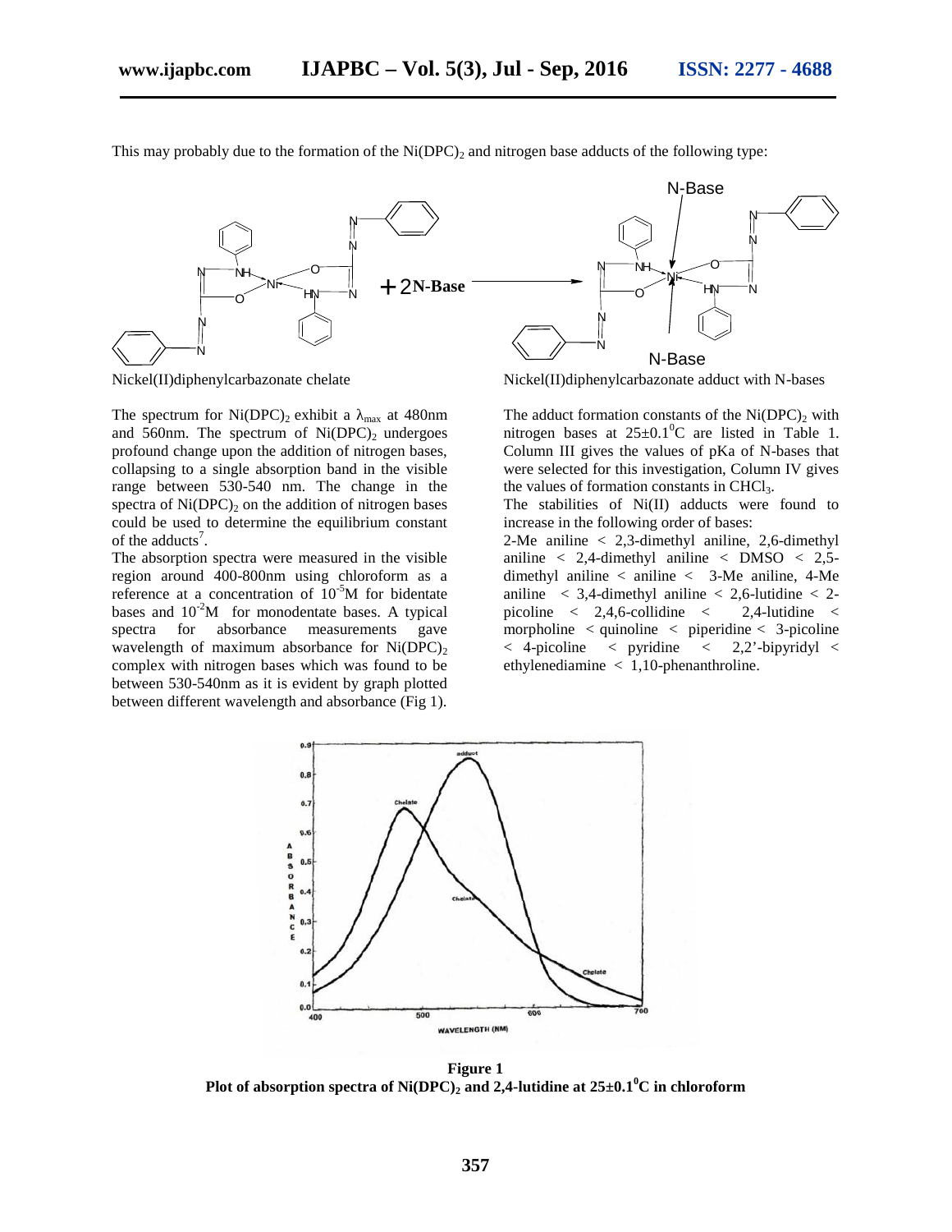This may probably due to the formation of the $Ni(DPC)_2$ and nitrogen base adducts of the following type:

Nickel(II)diphenylcarbazonate chelate

Nickel(II)diphenylcarbazonate adduct with N-bases

The spectrum for $Ni(DPC)_2$ exhibit a $\lambda_{max}$ at 480nm and 560nm. The spectrum of $Ni(DPC)_2$ undergoes profound change upon the addition of nitrogen bases, collapsing to a single absorption band in the visible range between 530-540 nm. The change in the spectra of $Ni(DPC)_2$ on the addition of nitrogen bases could be used to determine the equilibrium constant of the adducts[7].

The absorption spectra were measured in the visible region around 400-800nm using chloroform as a reference at a concentration of $10^{-5}$M for bidentate bases and $10^{-2}$M for monodentate bases. A typical spectra for absorbance measurements gave wavelength of maximum absorbance for $Ni(DPC)_2$ complex with nitrogen bases which was found to be between 530-540nm as it is evident by graph plotted between different wavelength and absorbance (Fig 1).

The adduct formation constants of the $Ni(DPC)_2$ with nitrogen bases at $25\pm0.1^0$C are listed in Table 1. Column III gives the values of pKa of N-bases that were selected for this investigation, Column IV gives the values of formation constants in $CHCl_3$.

The stabilities of Ni(II) adducts were found to increase in the following order of bases:

2-Me aniline < 2,3-dimethyl aniline, 2,6-dimethyl aniline < 2,4-dimethyl aniline < DMSO < 2,5-dimethyl aniline < aniline < 3-Me aniline, 4-Me aniline < 3,4-dimethyl aniline < 2,6-lutidine < 2-picoline < 2,4,6-collidine < 2,4-lutidine < morpholine < quinoline < piperidine < 3-picoline < 4-picoline < pyridine < 2,2'-bipyridyl < ethylenediamine < 1,10-phenanthroline.

**Figure 1**
**Plot of absorption spectra of $Ni(DPC)_2$ and 2,4-lutidine at $25\pm0.1^0$C in chloroform**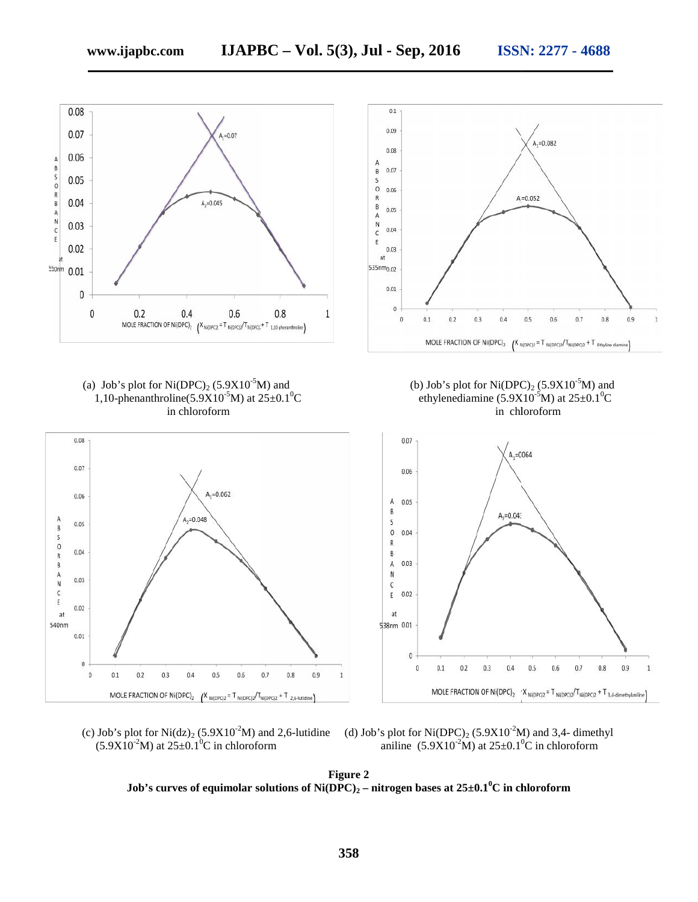(a) Job's plot for $Ni(DPC)_2$ ($5.9X10^{-5}M$) and 1,10-phenanthroline($5.9X10^{-5}M$) at $25\pm0.1^0C$ in chloroform

(b) Job's plot for $Ni(DPC)_2$ ($5.9X10^{-5}M$) and ethylenediamine ($5.9X10^{-5}M$) at $25\pm0.1^0C$ in chloroform

(c) Job's plot for $Ni(dz)_2$ ($5.9X10^{-2}M$) and 2,6-lutidine ($5.9X10^{-2}M$) at $25\pm0.1^0C$ in chloroform

(d) Job's plot for $Ni(DPC)_2$ ($5.9X10^{-2}M$) and 3,4- dimethyl aniline ($5.9X10^{-2}M$) at $25\pm0.1^0C$ in chloroform

**Figure 2**
**Job's curves of equimolar solutions of $Ni(DPC)_2$ – nitrogen bases at $25\pm0.1^0C$ in chloroform**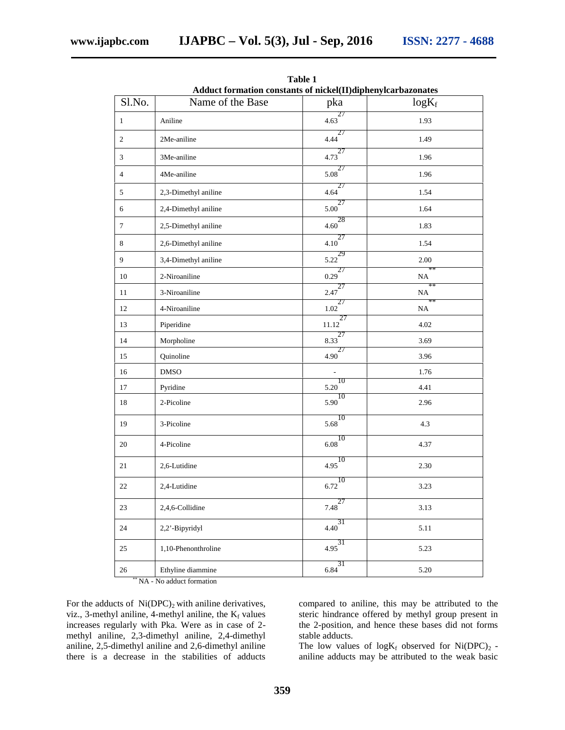**Table 1**
**Adduct formation constants of nickel(II)diphenylcarbazonates**

| Sl.No. | Name of the Base | pka | $\log K_f$ |
|---|---|---|---|
| 1 | Aniline | 4.63 [27] | 1.93 |
| 2 | 2Me-aniline | 4.44 [27] | 1.49 |
| 3 | 3Me-aniline | 4.73 [27] | 1.96 |
| 4 | 4Me-aniline | 5.08 [27] | 1.96 |
| 5 | 2,3-Dimethyl aniline | 4.64 [27] | 1.54 |
| 6 | 2,4-Dimethyl aniline | 5.00 [27] | 1.64 |
| 7 | 2,5-Dimethyl aniline | 4.60 [28] | 1.83 |
| 8 | 2,6-Dimethyl aniline | 4.10 [27] | 1.54 |
| 9 | 3,4-Dimethyl aniline | 5.22 [29] | 2.00 |
| 10 | 2-Niroaniline | 0.29 [27] | NA** |
| 11 | 3-Niroaniline | 2.47 [27] | NA** |
| 12 | 4-Niroaniline | 1.02 [27] | NA** |
| 13 | Piperidine | 11.12 [27] | 4.02 |
| 14 | Morpholine | 8.33 [27] | 3.69 |
| 15 | Quinoline | 4.90 [27] | 3.96 |
| 16 | DMSO | - | 1.76 |
| 17 | Pyridine | 5.20 [10] | 4.41 |
| 18 | 2-Picoline | 5.90 [10] | 2.96 |
| 19 | 3-Picoline | 5.68 [10] | 4.3 |
| 20 | 4-Picoline | 6.08 [10] | 4.37 |
| 21 | 2,6-Lutidine | 4.95 [10] | 2.30 |
| 22 | 2,4-Lutidine | 6.72 [10] | 3.23 |
| 23 | 2,4,6-Collidine | 7.48 [27] | 3.13 |
| 24 | 2,2'-Bipyridyl | 4.40 [31] | 5.11 |
| 25 | 1,10-Phenonthroline | 4.95 [31] | 5.23 |
| 26 | Ethyline diammine | 6.84 [31] | 5.20 |

** NA - No adduct formation

For the adducts of $Ni(DPC)_2$ with aniline derivatives, viz., 3-methyl aniline, 4-methyl aniline, the $K_f$ values increases regularly with Pka. Were as in case of 2-methyl aniline, 2,3-dimethyl aniline, 2,4-dimethyl aniline, 2,5-dimethyl aniline and 2,6-dimethyl aniline there is a decrease in the stabilities of adducts compared to aniline, this may be attributed to the steric hindrance offered by methyl group present in the 2-position, and hence these bases did not forms stable adducts.

The low values of $\log K_f$ observed for $Ni(DPC)_2$ - aniline adducts may be attributed to the weak basic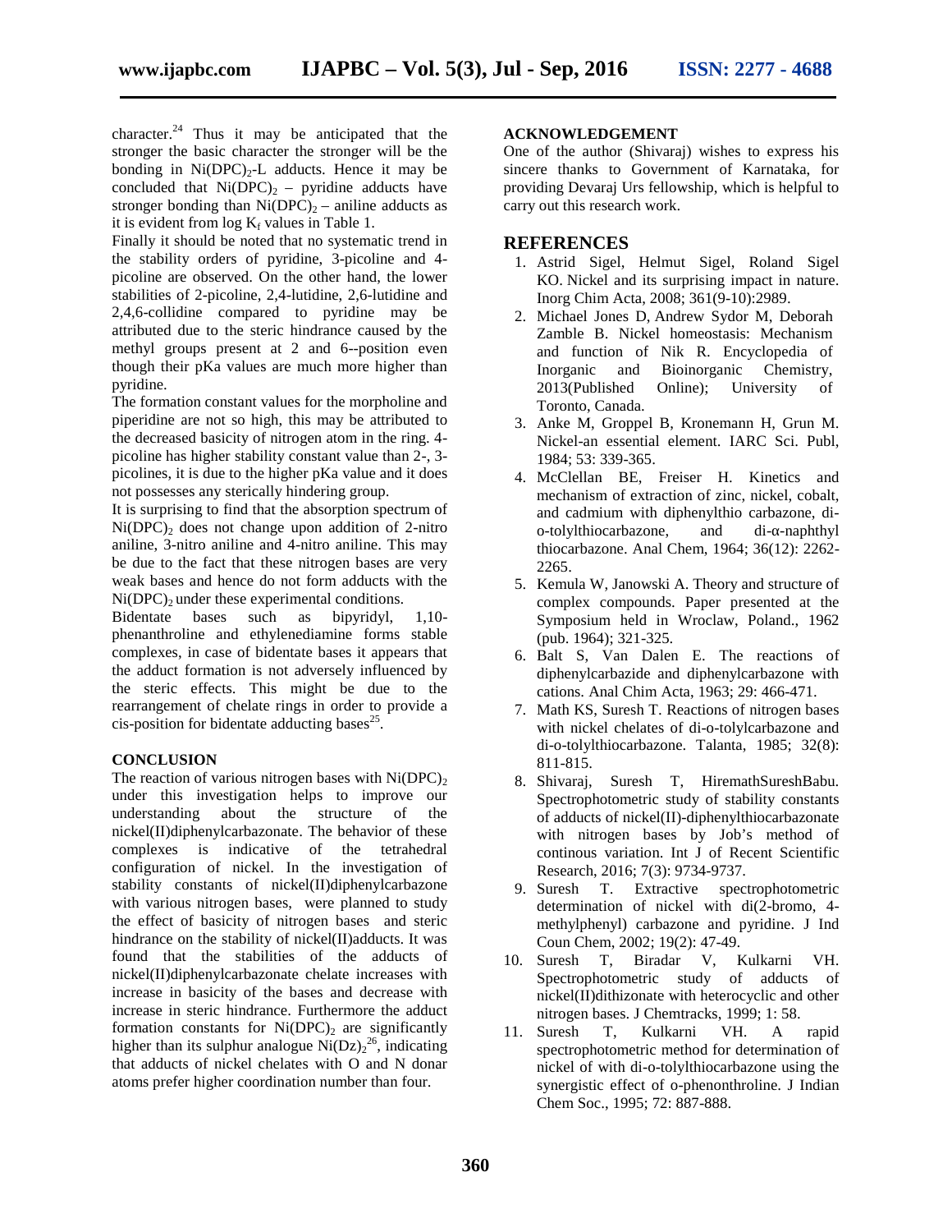character.[24] Thus it may be anticipated that the stronger the basic character the stronger will be the bonding in $Ni(DPC)_2$-L adducts. Hence it may be concluded that $Ni(DPC)_2$ – pyridine adducts have stronger bonding than $Ni(DPC)_2$ – aniline adducts as it is evident from log $K_f$ values in Table 1.

Finally it should be noted that no systematic trend in the stability orders of pyridine, 3-picoline and 4-picoline are observed. On the other hand, the lower stabilities of 2-picoline, 2,4-lutidine, 2,6-lutidine and 2,4,6-collidine compared to pyridine may be attributed due to the steric hindrance caused by the methyl groups present at 2 and 6--position even though their pKa values are much more higher than pyridine.

The formation constant values for the morpholine and piperidine are not so high, this may be attributed to the decreased basicity of nitrogen atom in the ring. 4-picoline has higher stability constant value than 2-, 3-picolines, it is due to the higher pKa value and it does not possesses any sterically hindering group.

It is surprising to find that the absorption spectrum of $Ni(DPC)_2$ does not change upon addition of 2-nitro aniline, 3-nitro aniline and 4-nitro aniline. This may be due to the fact that these nitrogen bases are very weak bases and hence do not form adducts with the $Ni(DPC)_2$ under these experimental conditions.

Bidentate bases such as bipyridyl, 1,10-phenanthroline and ethylenediamine forms stable complexes, in case of bidentate bases it appears that the adduct formation is not adversely influenced by the steric effects. This might be due to the rearrangement of chelate rings in order to provide a cis-position for bidentate adducting bases[25].

## CONCLUSION

The reaction of various nitrogen bases with $Ni(DPC)_2$ under this investigation helps to improve our understanding about the structure of the nickel(II)diphenylcarbazonate. The behavior of these complexes is indicative of the tetrahedral configuration of nickel. In the investigation of stability constants of nickel(II)diphenylcarbazone with various nitrogen bases, were planned to study the effect of basicity of nitrogen bases and steric hindrance on the stability of nickel(II)adducts. It was found that the stabilities of the adducts of nickel(II)diphenylcarbazonate chelate increases with increase in basicity of the bases and decrease with increase in steric hindrance. Furthermore the adduct formation constants for $Ni(DPC)_2$ are significantly higher than its sulphur analogue $Ni(Dz)_2$[26], indicating that adducts of nickel chelates with O and N donar atoms prefer higher coordination number than four.

## ACKNOWLEDGEMENT

One of the author (Shivaraj) wishes to express his sincere thanks to Government of Karnataka, for providing Devaraj Urs fellowship, which is helpful to carry out this research work.

## REFERENCES

1. Astrid Sigel, Helmut Sigel, Roland Sigel KO. Nickel and its surprising impact in nature. Inorg Chim Acta, 2008; 361(9-10):2989.
2. Michael Jones D, Andrew Sydor M, Deborah Zamble B. Nickel homeostasis: Mechanism and function of Nik R. Encyclopedia of Inorganic and Bioinorganic Chemistry, 2013(Published Online); University of Toronto, Canada.
3. Anke M, Groppel B, Kronemann H, Grun M. Nickel-an essential element. IARC Sci. Publ, 1984; 53: 339-365.
4. McClellan BE, Freiser H. Kinetics and mechanism of extraction of zinc, nickel, cobalt, and cadmium with diphenylthio carbazone, di-o-tolylthiocarbazone, and di-α-naphthyl thiocarbazone. Anal Chem, 1964; 36(12): 2262-2265.
5. Kemula W, Janowski A. Theory and structure of complex compounds. Paper presented at the Symposium held in Wroclaw, Poland., 1962 (pub. 1964); 321-325.
6. Balt S, Van Dalen E. The reactions of diphenylcarbazide and diphenylcarbazone with cations. Anal Chim Acta, 1963; 29: 466-471.
7. Math KS, Suresh T. Reactions of nitrogen bases with nickel chelates of di-o-tolylcarbazone and di-o-tolylthiocarbazone. Talanta, 1985; 32(8): 811-815.
8. Shivaraj, Suresh T, HiremathSureshBabu. Spectrophotometric study of stability constants of adducts of nickel(II)-diphenylthiocarbazonate with nitrogen bases by Job's method of continous variation. Int J of Recent Scientific Research, 2016; 7(3): 9734-9737.
9. Suresh T. Extractive spectrophotometric determination of nickel with di(2-bromo, 4-methylphenyl) carbazone and pyridine. J Ind Coun Chem, 2002; 19(2): 47-49.
10. Suresh T, Biradar V, Kulkarni VH. Spectrophotometric study of adducts of nickel(II)dithizonate with heterocyclic and other nitrogen bases. J Chemtracks, 1999; 1: 58.
11. Suresh T, Kulkarni VH. A rapid spectrophotometric method for determination of nickel of with di-o-tolylthiocarbazone using the synergistic effect of o-phenonthroline. J Indian Chem Soc., 1995; 72: 887-888.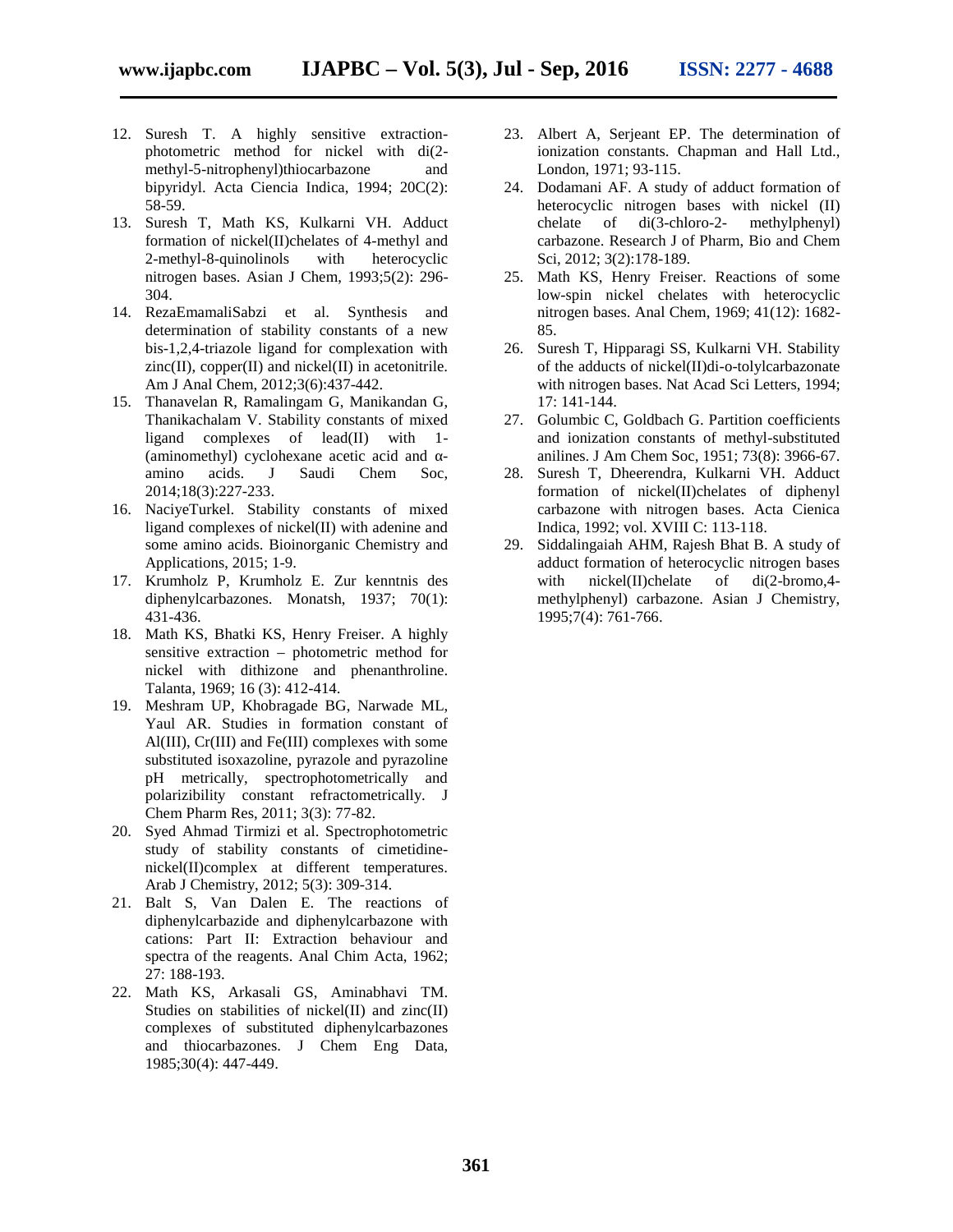12. Suresh T. A highly sensitive extraction-photometric method for nickel with di(2-methyl-5-nitrophenyl)thiocarbazone and bipyridyl. Acta Ciencia Indica, 1994; 20C(2): 58-59.
13. Suresh T, Math KS, Kulkarni VH. Adduct formation of nickel(II)chelates of 4-methyl and 2-methyl-8-quinolinols with heterocyclic nitrogen bases. Asian J Chem, 1993;5(2): 296-304.
14. RezaEmamaliSabzi et al. Synthesis and determination of stability constants of a new bis-1,2,4-triazole ligand for complexation with zinc(II), copper(II) and nickel(II) in acetonitrile. Am J Anal Chem, 2012;3(6):437-442.
15. Thanavelan R, Ramalingam G, Manikandan G, Thanikachalam V. Stability constants of mixed ligand complexes of lead(II) with 1-(aminomethyl) cyclohexane acetic acid and α-amino acids. J Saudi Chem Soc, 2014;18(3):227-233.
16. NaciyeTurkel. Stability constants of mixed ligand complexes of nickel(II) with adenine and some amino acids. Bioinorganic Chemistry and Applications, 2015; 1-9.
17. Krumholz P, Krumholz E. Zur kenntnis des diphenylcarbazones. Monatsh, 1937; 70(1): 431-436.
18. Math KS, Bhatki KS, Henry Freiser. A highly sensitive extraction – photometric method for nickel with dithizone and phenanthroline. Talanta, 1969; 16 (3): 412-414.
19. Meshram UP, Khobragade BG, Narwade ML, Yaul AR. Studies in formation constant of Al(III), Cr(III) and Fe(III) complexes with some substituted isoxazoline, pyrazole and pyrazoline pH metrically, spectrophotometrically and polarizibility constant refractometrically. J Chem Pharm Res, 2011; 3(3): 77-82.
20. Syed Ahmad Tirmizi et al. Spectrophotometric study of stability constants of cimetidine-nickel(II)complex at different temperatures. Arab J Chemistry, 2012; 5(3): 309-314.
21. Balt S, Van Dalen E. The reactions of diphenylcarbazide and diphenylcarbazone with cations: Part II: Extraction behaviour and spectra of the reagents. Anal Chim Acta, 1962; 27: 188-193.
22. Math KS, Arkasali GS, Aminabhavi TM. Studies on stabilities of nickel(II) and zinc(II) complexes of substituted diphenylcarbazones and thiocarbazones. J Chem Eng Data, 1985;30(4): 447-449.
23. Albert A, Serjeant EP. The determination of ionization constants. Chapman and Hall Ltd., London, 1971; 93-115.
24. Dodamani AF. A study of adduct formation of heterocyclic nitrogen bases with nickel (II) chelate of di(3-chloro-2- methylphenyl) carbazone. Research J of Pharm, Bio and Chem Sci, 2012; 3(2):178-189.
25. Math KS, Henry Freiser. Reactions of some low-spin nickel chelates with heterocyclic nitrogen bases. Anal Chem, 1969; 41(12): 1682-85.
26. Suresh T, Hipparagi SS, Kulkarni VH. Stability of the adducts of nickel(II)di-o-tolylcarbazonate with nitrogen bases. Nat Acad Sci Letters, 1994; 17: 141-144.
27. Golumbic C, Goldbach G. Partition coefficients and ionization constants of methyl-substituted anilines. J Am Chem Soc, 1951; 73(8): 3966-67.
28. Suresh T, Dheerendra, Kulkarni VH. Adduct formation of nickel(II)chelates of diphenyl carbazone with nitrogen bases. Acta Cienica Indica, 1992; vol. XVIII C: 113-118.
29. Siddalingaiah AHM, Rajesh Bhat B. A study of adduct formation of heterocyclic nitrogen bases with nickel(II)chelate of di(2-bromo,4-methylphenyl) carbazone. Asian J Chemistry, 1995;7(4): 761-766.